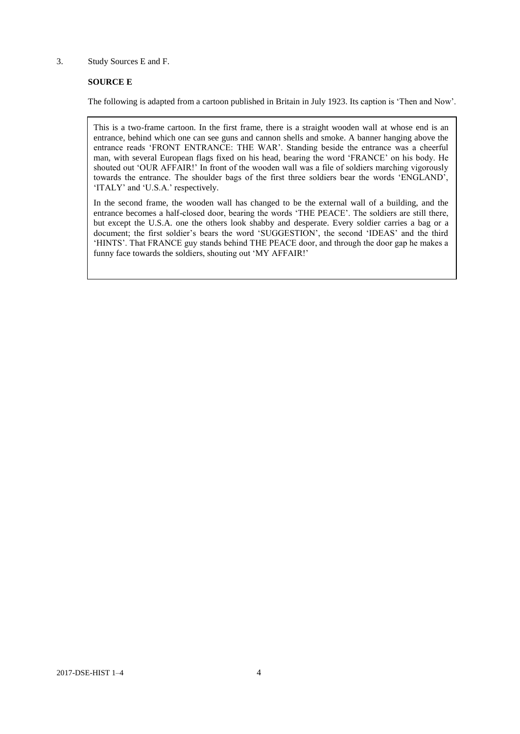3. Study Sources E and F.

**SOURCE E**

The following is adapted from a cartoon published in Britain in July 1923. Its caption is 'Then and Now'.

> This is a two-frame cartoon. In the first frame, there is a straight wooden wall at whose end is an entrance, behind which one can see guns and cannon shells and smoke. A banner hanging above the entrance reads 'FRONT ENTRANCE: THE WAR'. Standing beside the entrance was a cheerful man, with several European flags fixed on his head, bearing the word 'FRANCE' on his body. He shouted out 'OUR AFFAIR!' In front of the wooden wall was a file of soldiers marching vigorously towards the entrance. The shoulder bags of the first three soldiers bear the words 'ENGLAND', 'ITALY' and 'U.S.A.' respectively.
>
> In the second frame, the wooden wall has changed to be the external wall of a building, and the entrance becomes a half-closed door, bearing the words 'THE PEACE'. The soldiers are still there, but except the U.S.A. one the others look shabby and desperate. Every soldier carries a bag or a document; the first soldier's bears the word 'SUGGESTION', the second 'IDEAS' and the third 'HINTS'. That FRANCE guy stands behind THE PEACE door, and through the door gap he makes a funny face towards the soldiers, shouting out 'MY AFFAIR!'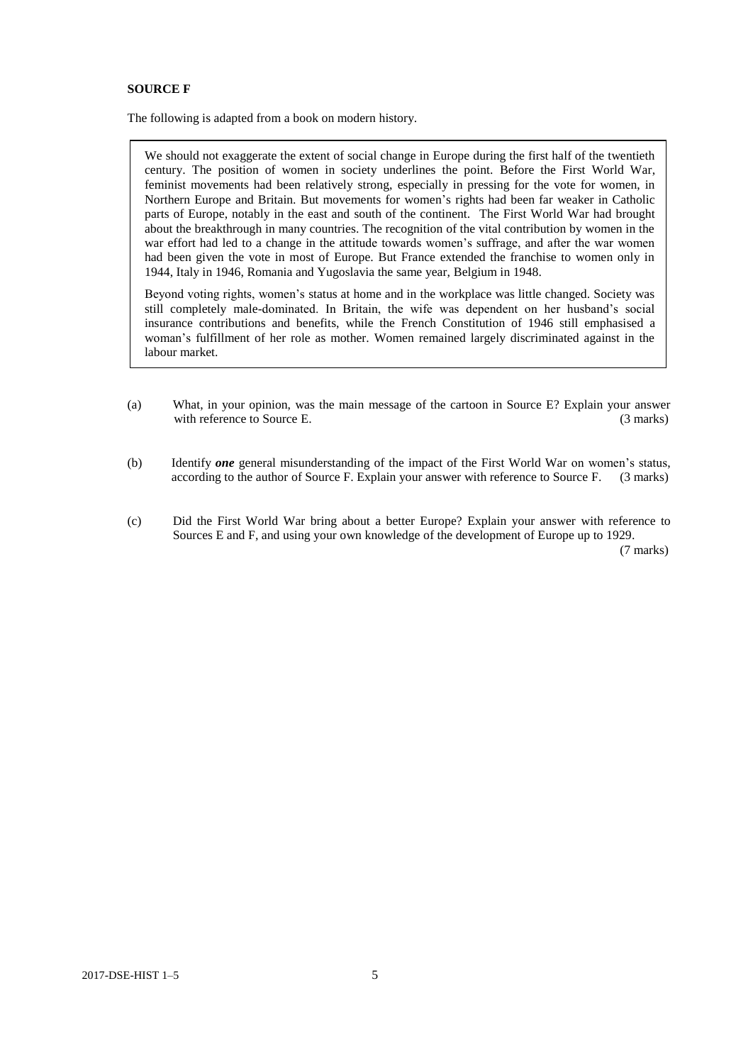**SOURCE F**

The following is adapted from a book on modern history.

> We should not exaggerate the extent of social change in Europe during the first half of the twentieth century. The position of women in society underlines the point. Before the First World War, feminist movements had been relatively strong, especially in pressing for the vote for women, in Northern Europe and Britain. But movements for women's rights had been far weaker in Catholic parts of Europe, notably in the east and south of the continent. The First World War had brought about the breakthrough in many countries. The recognition of the vital contribution by women in the war effort had led to a change in the attitude towards women's suffrage, and after the war women had been given the vote in most of Europe. But France extended the franchise to women only in 1944, Italy in 1946, Romania and Yugoslavia the same year, Belgium in 1948.
>
> Beyond voting rights, women's status at home and in the workplace was little changed. Society was still completely male-dominated. In Britain, the wife was dependent on her husband's social insurance contributions and benefits, while the French Constitution of 1946 still emphasised a woman's fulfillment of her role as mother. Women remained largely discriminated against in the labour market.

(a) What, in your opinion, was the main message of the cartoon in Source E? Explain your answer with reference to Source E. (3 marks)

(b) Identify ***one*** general misunderstanding of the impact of the First World War on women's status, according to the author of Source F. Explain your answer with reference to Source F. (3 marks)

(c) Did the First World War bring about a better Europe? Explain your answer with reference to Sources E and F, and using your own knowledge of the development of Europe up to 1929. (7 marks)